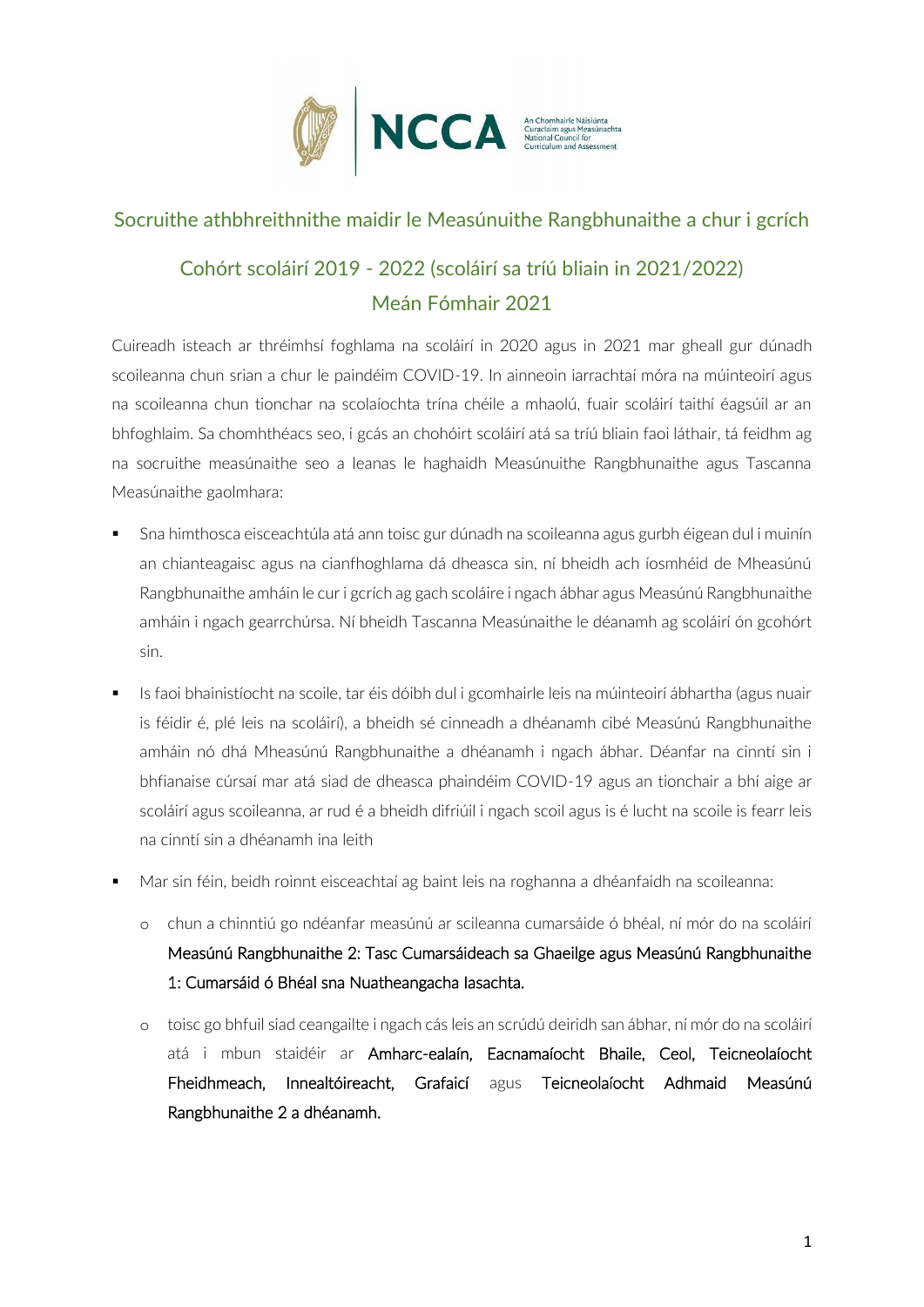## Socruithe athbhreithnithe maidir le Measúnuithe Rangbhunaithe a chur i gcrích

## Cohórt scoláirí 2019 - 2022 (scoláirí sa tríú bliain in 2021/2022)
## Meán Fómhair 2021

Cuireadh isteach ar thréimhsí foghlama na scoláirí in 2020 agus in 2021 mar gheall gur dúnadh scoileanna chun srian a chur le paindéim COVID-19. In ainneoin iarrachtaí móra na múinteoirí agus na scoileanna chun tionchar na scolaíochta trína chéile a mhaolú, fuair scoláirí taithí éagsúil ar an bhfoghlaim. Sa chomhthéacs seo, i gcás an chohóirt scoláirí atá sa tríú bliain faoi láthair, tá feidhm ag na socruithe measúnaithe seo a leanas le haghaidh Measúnuithe Rangbhunaithe agus Tascanna Measúnaithe gaolmhara:

- Sna himthosca eisceachtúla atá ann toisc gur dúnadh na scoileanna agus gurbh éigean dul i muinín an chianteagaisc agus na cianfhoghlama dá dheasca sin, ní bheidh ach íosmhéid de Mheasúnú Rangbhunaithe amháin le cur i gcrích ag gach scoláire i ngach ábhar agus Measúnú Rangbhunaithe amháin i ngach gearrchúrsa. Ní bheidh Tascanna Measúnaithe le déanamh ag scoláirí ón gcohórt sin.
- Is faoi bhainistíocht na scoile, tar éis dóibh dul i gcomhairle leis na múinteoirí ábhartha (agus nuair is féidir é, plé leis na scoláirí), a bheidh sé cinneadh a dhéanamh cibé Measúnú Rangbhunaithe amháin nó dhá Mheasúnú Rangbhunaithe a dhéanamh i ngach ábhar. Déanfar na cinntí sin i bhfianaise cúrsaí mar atá siad de dheasca phaindéim COVID-19 agus an tionchair a bhí aige ar scoláirí agus scoileanna, ar rud é a bheidh difriúil i ngach scoil agus is é lucht na scoile is fearr leis na cinntí sin a dhéanamh ina leith
- Mar sin féin, beidh roinnt eisceachtaí ag baint leis na roghanna a dhéanfaidh na scoileanna:
  - chun a chinntiú go ndéanfar measúnú ar scileanna cumarsáide ó bhéal, ní mór do na scoláirí **Measúnú Rangbhunaithe 2: Tasc Cumarsáideach sa Ghaeilge agus Measúnú Rangbhunaithe 1: Cumarsáid ó Bhéal sna Nuatheangacha Iasachta.**
  - toisc go bhfuil siad ceangailte i ngach cás leis an scrúdú deiridh san ábhar, ní mór do na scoláirí atá i mbun staidéir ar **Amharc-ealaín, Eacnamaíocht Bhaile, Ceol, Teicneolaíocht Fheidhmeach, Innealtóireacht, Grafaicí** agus **Teicneolaíocht Adhmaid Measúnú Rangbhunaithe 2 a dhéanamh.**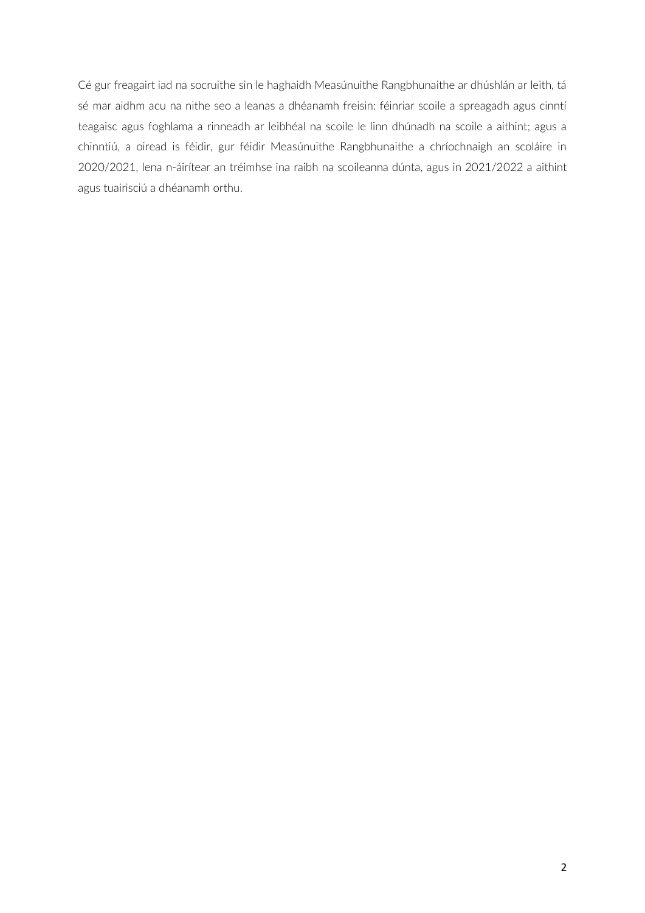Cé gur freagairt iad na socruithe sin le haghaidh Measúnuithe Rangbhunaithe ar dhúshlán ar leith, tá sé mar aidhm acu na nithe seo a leanas a dhéanamh freisin: féinriar scoile a spreagadh agus cinntí teagaisc agus foghlama a rinneadh ar leibhéal na scoile le linn dhúnadh na scoile a aithint; agus a chinntiú, a oiread is féidir, gur féidir Measúnuithe Rangbhunaithe a chríochnaigh an scoláire in 2020/2021, lena n-áirítear an tréimhse ina raibh na scoileanna dúnta, agus in 2021/2022 a aithint agus tuairisciú a dhéanamh orthu.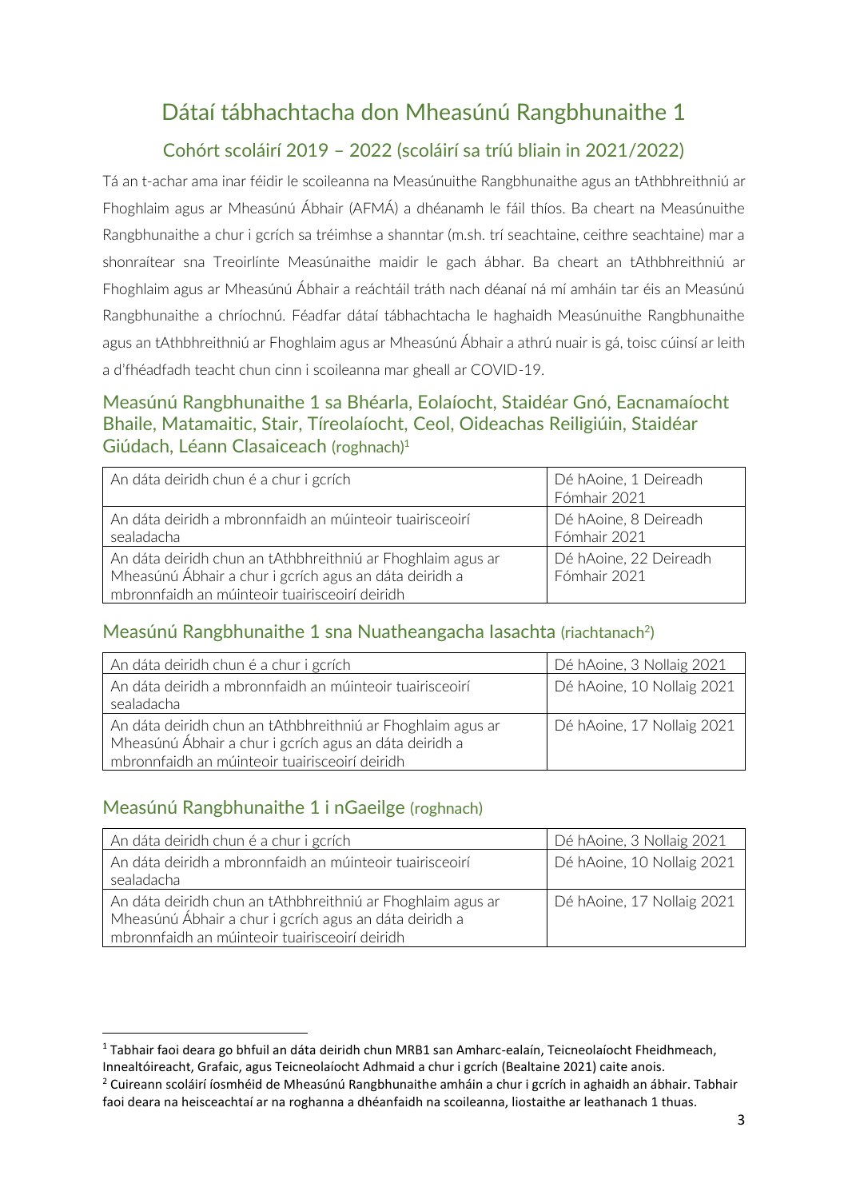# Dátaí tábhachtacha don Mheasúnú Rangbhunaithe 1

## Cohórt scoláirí 2019 – 2022 (scoláirí sa tríú bliain in 2021/2022)

Tá an t-achar ama inar féidir le scoileanna na Measúnuithe Rangbhunaithe agus an tAthbhreithniú ar Fhoghlaim agus ar Mheasúnú Ábhair (AFMÁ) a dhéanamh le fáil thíos. Ba cheart na Measúnuithe Rangbhunaithe a chur i gcrích sa tréimhse a shanntar (m.sh. trí seachtaine, ceithre seachtaine) mar a shonraítear sna Treoirlínte Measúnaithe maidir le gach ábhar. Ba cheart an tAthbhreithniú ar Fhoghlaim agus ar Mheasúnú Ábhair a reáchtáil tráth nach déanaí ná mí amháin tar éis an Measúnú Rangbhunaithe a chríochnú. Féadfar dátaí tábhachtacha le haghaidh Measúnuithe Rangbhunaithe agus an tAthbhreithniú ar Fhoghlaim agus ar Mheasúnú Ábhair a athrú nuair is gá, toisc cúinsí ar leith a d'fhéadfadh teacht chun cinn i scoileanna mar gheall ar COVID-19.

### Measúnú Rangbhunaithe 1 sa Bhéarla, Eolaíocht, Staidéar Gnó, Eacnamaíocht Bhaile, Matamaitic, Stair, Tíreolaíocht, Ceol, Oideachas Reiligiúin, Staidéar Giúdach, Léann Clasaiceach (roghnach)[1]

| | |
|---|---|
| An dáta deiridh chun é a chur i gcrích | Dé hAoine, 1 Deireadh Fómhair 2021 |
| An dáta deiridh a mbronnfaidh an múinteoir tuairisceoirí sealadacha | Dé hAoine, 8 Deireadh Fómhair 2021 |
| An dáta deiridh chun an tAthbhreithniú ar Fhoghlaim agus ar Mheasúnú Ábhair a chur i gcrích agus an dáta deiridh a mbronnfaidh an múinteoir tuairisceoirí deiridh | Dé hAoine, 22 Deireadh Fómhair 2021 |

### Measúnú Rangbhunaithe 1 sna Nuatheangacha Iasachta (riachtanach[2])

| | |
|---|---|
| An dáta deiridh chun é a chur i gcrích | Dé hAoine, 3 Nollaig 2021 |
| An dáta deiridh a mbronnfaidh an múinteoir tuairisceoirí sealadacha | Dé hAoine, 10 Nollaig 2021 |
| An dáta deiridh chun an tAthbhreithniú ar Fhoghlaim agus ar Mheasúnú Ábhair a chur i gcrích agus an dáta deiridh a mbronnfaidh an múinteoir tuairisceoirí deiridh | Dé hAoine, 17 Nollaig 2021 |

### Measúnú Rangbhunaithe 1 i nGaeilge (roghnach)

| | |
|---|---|
| An dáta deiridh chun é a chur i gcrích | Dé hAoine, 3 Nollaig 2021 |
| An dáta deiridh a mbronnfaidh an múinteoir tuairisceoirí sealadacha | Dé hAoine, 10 Nollaig 2021 |
| An dáta deiridh chun an tAthbhreithniú ar Fhoghlaim agus ar Mheasúnú Ábhair a chur i gcrích agus an dáta deiridh a mbronnfaidh an múinteoir tuairisceoirí deiridh | Dé hAoine, 17 Nollaig 2021 |

[1] Tabhair faoi deara go bhfuil an dáta deiridh chun MRB1 san Amharc-ealaín, Teicneolaíocht Fheidhmeach, Innealtóireacht, Grafaic, agus Teicneolaíocht Adhmaid a chur i gcrích (Bealtaine 2021) caite anois.

[2] Cuireann scoláirí íosmhéid de Mheasúnú Rangbhunaithe amháin a chur i gcrích in aghaidh an ábhair. Tabhair faoi deara na heisceachtaí ar na roghanna a dhéanfaidh na scoileanna, liostaithe ar leathanach 1 thuas.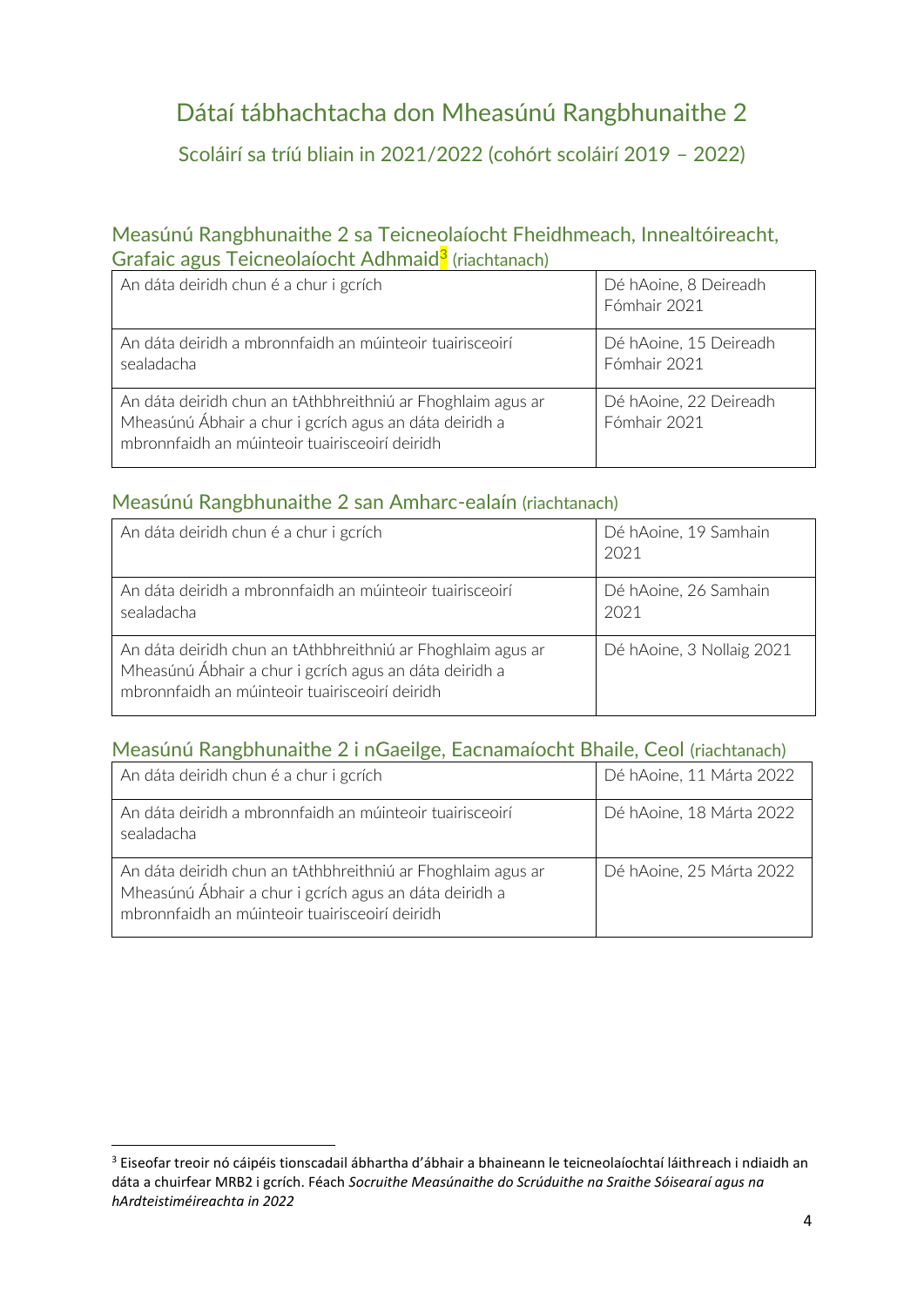# Dátaí tábhachtacha don Mheasúnú Rangbhunaithe 2

## Scoláirí sa tríú bliain in 2021/2022 (cohórt scoláirí 2019 – 2022)

### Measúnú Rangbhunaithe 2 sa Teicneolaíocht Fheidhmeach, Innealtóireacht, Grafaic agus Teicneolaíocht Adhmaid[3] (riachtanach)

| | |
|---|---|
| An dáta deiridh chun é a chur i gcrích | Dé hAoine, 8 Deireadh Fómhair 2021 |
| An dáta deiridh a mbronnfaidh an múinteoir tuairisceoirí sealadacha | Dé hAoine, 15 Deireadh Fómhair 2021 |
| An dáta deiridh chun an tAthbhreithniú ar Fhoghlaim agus ar Mheasúnú Ábhair a chur i gcrích agus an dáta deiridh a mbronnfaidh an múinteoir tuairisceoirí deiridh | Dé hAoine, 22 Deireadh Fómhair 2021 |

### Measúnú Rangbhunaithe 2 san Amharc-ealaín (riachtanach)

| | |
|---|---|
| An dáta deiridh chun é a chur i gcrích | Dé hAoine, 19 Samhain 2021 |
| An dáta deiridh a mbronnfaidh an múinteoir tuairisceoirí sealadacha | Dé hAoine, 26 Samhain 2021 |
| An dáta deiridh chun an tAthbhreithniú ar Fhoghlaim agus ar Mheasúnú Ábhair a chur i gcrích agus an dáta deiridh a mbronnfaidh an múinteoir tuairisceoirí deiridh | Dé hAoine, 3 Nollaig 2021 |

### Measúnú Rangbhunaithe 2 i nGaeilge, Eacnamaíocht Bhaile, Ceol (riachtanach)

| | |
|---|---|
| An dáta deiridh chun é a chur i gcrích | Dé hAoine, 11 Márta 2022 |
| An dáta deiridh a mbronnfaidh an múinteoir tuairisceoirí sealadacha | Dé hAoine, 18 Márta 2022 |
| An dáta deiridh chun an tAthbhreithniú ar Fhoghlaim agus ar Mheasúnú Ábhair a chur i gcrích agus an dáta deiridh a mbronnfaidh an múinteoir tuairisceoirí deiridh | Dé hAoine, 25 Márta 2022 |

[3] Eiseofar treoir nó cáipéis tionscadail ábhartha d'ábhair a bhaineann le teicneolaíochtaí láithreach i ndiaidh an dáta a chuirfear MRB2 i gcrích. Féach *Socruithe Measúnaithe do Scrúduithe na Sraithe Sóisearaí agus na hArdteistiméireachta in 2022*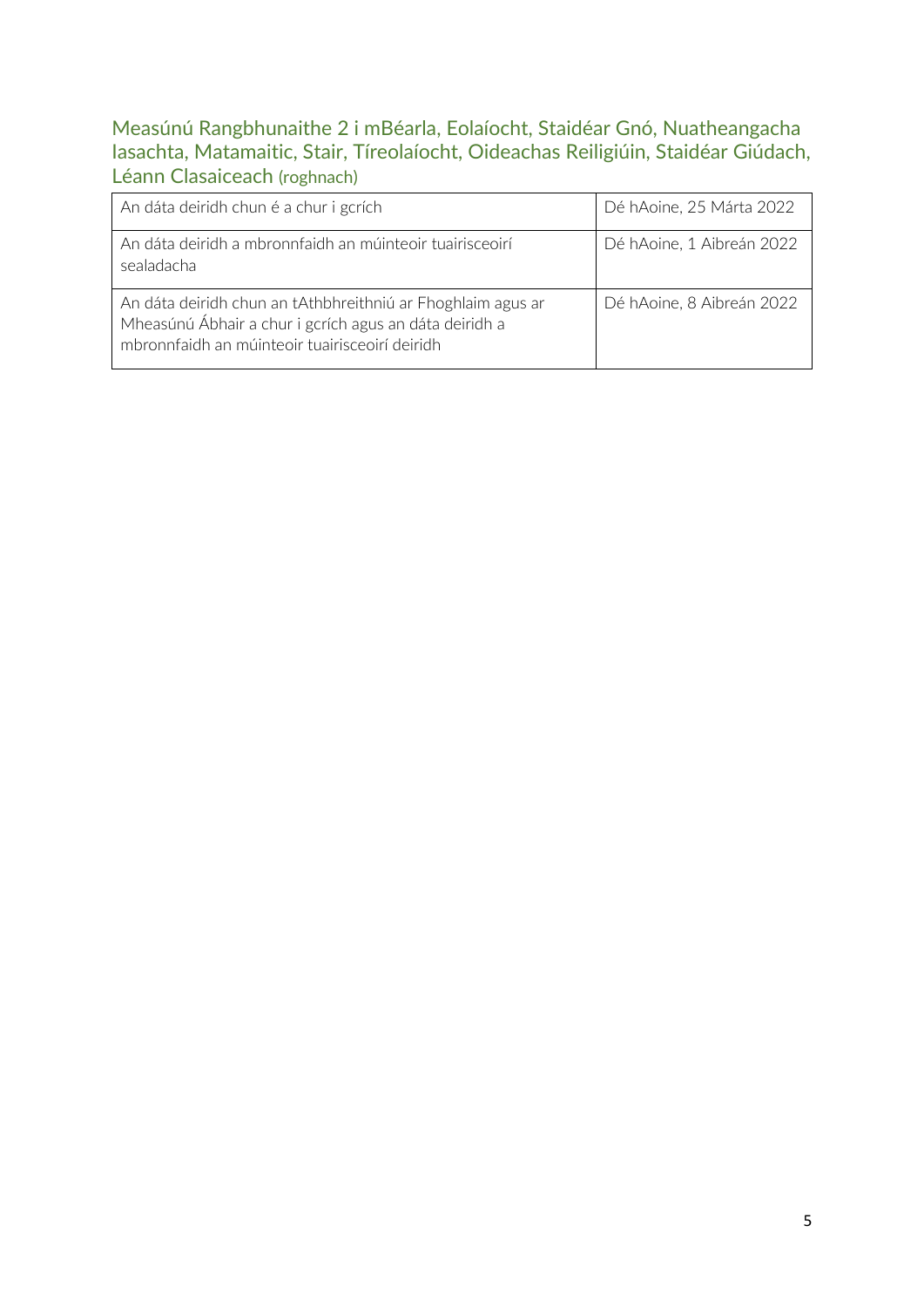## Measúnú Rangbhunaithe 2 i mBéarla, Eolaíocht, Staidéar Gnó, Nuatheangacha Iasachta, Matamaitic, Stair, Tíreolaíocht, Oideachas Reiligiúin, Staidéar Giúdach, Léann Clasaiceach (roghnach)

| | |
|---|---|
| An dáta deiridh chun é a chur i gcrích | Dé hAoine, 25 Márta 2022 |
| An dáta deiridh a mbronnfaidh an múinteoir tuairisceoirí sealadacha | Dé hAoine, 1 Aibreán 2022 |
| An dáta deiridh chun an tAthbhreithniú ar Fhoghlaim agus ar Mheasúnú Ábhair a chur i gcrích agus an dáta deiridh a mbronnfaidh an múinteoir tuairisceoirí deiridh | Dé hAoine, 8 Aibreán 2022 |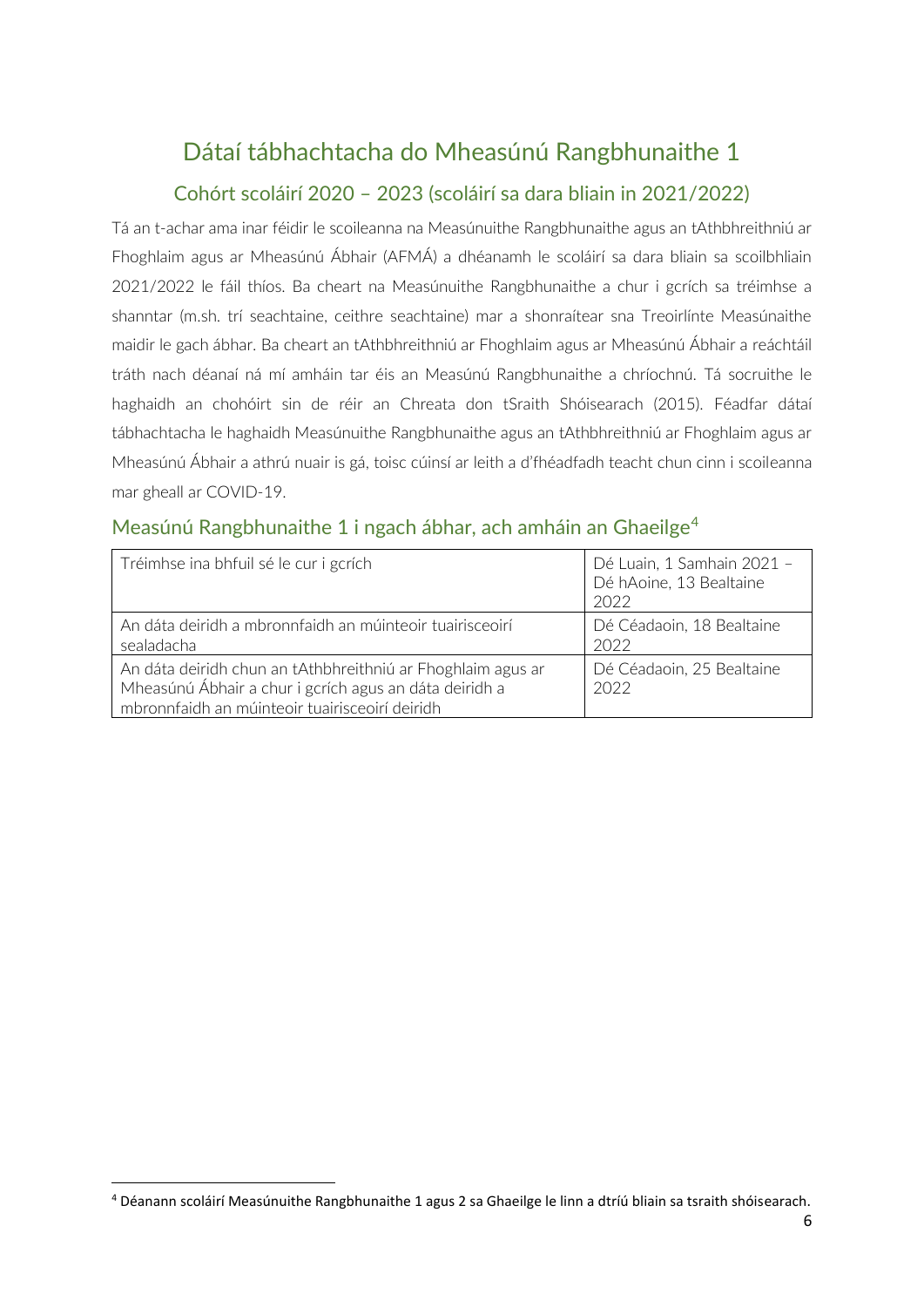# Dátaí tábhachtacha do Mheasúnú Rangbhunaithe 1

## Cohórt scoláirí 2020 – 2023 (scoláirí sa dara bliain in 2021/2022)

Tá an t-achar ama inar féidir le scoileanna na Measúnuithe Rangbhunaithe agus an tAthbhreithniú ar Fhoghlaim agus ar Mheasúnú Ábhair (AFMÁ) a dhéanamh le scoláirí sa dara bliain sa scoilbhliain 2021/2022 le fáil thíos. Ba cheart na Measúnuithe Rangbhunaithe a chur i gcrích sa tréimhse a shanntar (m.sh. trí seachtaine, ceithre seachtaine) mar a shonraítear sna Treoirlínte Measúnaithe maidir le gach ábhar. Ba cheart an tAthbhreithniú ar Fhoghlaim agus ar Mheasúnú Ábhair a reáchtáil tráth nach déanaí ná mí amháin tar éis an Measúnú Rangbhunaithe a chríochnú. Tá socruithe le haghaidh an chohóirt sin de réir an Chreata don tSraith Shóisearach (2015). Féadfar dátaí tábhachtacha le haghaidh Measúnuithe Rangbhunaithe agus an tAthbhreithniú ar Fhoghlaim agus ar Mheasúnú Ábhair a athrú nuair is gá, toisc cúinsí ar leith a d'fhéadfadh teacht chun cinn i scoileanna mar gheall ar COVID-19.

### Measúnú Rangbhunaithe 1 i ngach ábhar, ach amháin an Ghaeilge[4]

| Tréimhse ina bhfuil sé le cur i gcrích | Dé Luain, 1 Samhain 2021 – Dé hAoine, 13 Bealtaine 2022 |
|---|---|
| An dáta deiridh a mbronnfaidh an múinteoir tuairisceoirí sealadacha | Dé Céadaoin, 18 Bealtaine 2022 |
| An dáta deiridh chun an tAthbhreithniú ar Fhoghlaim agus ar Mheasúnú Ábhair a chur i gcrích agus an dáta deiridh a mbronnfaidh an múinteoir tuairisceoirí deiridh | Dé Céadaoin, 25 Bealtaine 2022 |

[4] Déanann scoláirí Measúnuithe Rangbhunaithe 1 agus 2 sa Ghaeilge le linn a dtríú bliain sa tsraith shóisearach.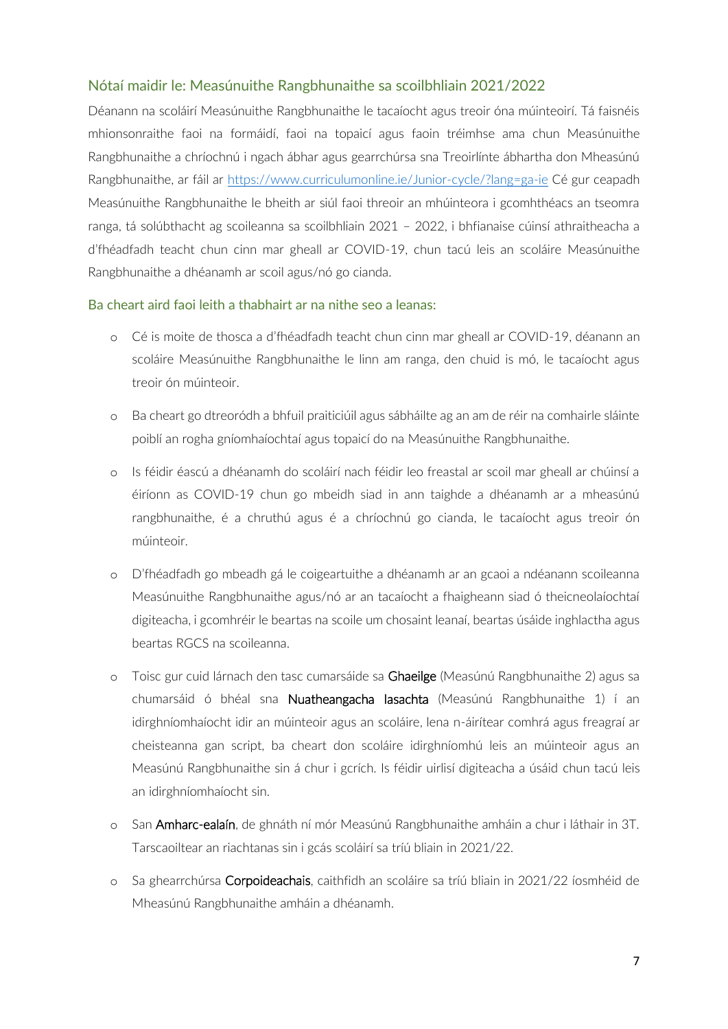## Nótaí maidir le: Measúnuithe Rangbhunaithe sa scoilbhliain 2021/2022

Déanann na scoláirí Measúnuithe Rangbhunaithe le tacaíocht agus treoir óna múinteoirí. Tá faisnéis mhionsonraithe faoi na formáidí, faoi na topaicí agus faoin tréimhse ama chun Measúnuithe Rangbhunaithe a chríochnú i ngach ábhar agus gearrchúrsa sna Treoirlínte ábhartha don Mheasúnú Rangbhunaithe, ar fáil ar https://www.curriculumonline.ie/Junior-cycle/?lang=ga-ie Cé gur ceapadh Measúnuithe Rangbhunaithe le bheith ar siúl faoi threoir an mhúinteora i gcomhthéacs an tseomra ranga, tá solúbthacht ag scoileanna sa scoilbhliain 2021 – 2022, i bhfianaise cúinsí athraitheacha a d'fhéadfadh teacht chun cinn mar gheall ar COVID-19, chun tacú leis an scoláire Measúnuithe Rangbhunaithe a dhéanamh ar scoil agus/nó go cianda.

### Ba cheart aird faoi leith a thabhairt ar na nithe seo a leanas:

- Cé is moite de thosca a d'fhéadfadh teacht chun cinn mar gheall ar COVID-19, déanann an scoláire Measúnuithe Rangbhunaithe le linn am ranga, den chuid is mó, le tacaíocht agus treoir ón múinteoir.
- Ba cheart go dtreoródh a bhfuil praiticiúil agus sábháilte ag an am de réir na comhairle sláinte poiblí an rogha gníomhaíochtaí agus topaicí do na Measúnuithe Rangbhunaithe.
- Is féidir éascú a dhéanamh do scoláirí nach féidir leo freastal ar scoil mar gheall ar chúinsí a éiríonn as COVID-19 chun go mbeidh siad in ann taighde a dhéanamh ar a mheasúnú rangbhunaithe, é a chruthú agus é a chríochnú go cianda, le tacaíocht agus treoir ón múinteoir.
- D'fhéadfadh go mbeadh gá le coigeartuithe a dhéanamh ar an gcaoi a ndéanann scoileanna Measúnuithe Rangbhunaithe agus/nó ar an tacaíocht a fhaigheann siad ó theicneolaíochtaí digiteacha, i gcomhréir le beartas na scoile um chosaint leanaí, beartas úsáide inghlactha agus beartas RGCS na scoileanna.
- Toisc gur cuid lárnach den tasc cumarsáide sa **Ghaeilge** (Measúnú Rangbhunaithe 2) agus sa chumarsáid ó bhéal sna **Nuatheangacha Iasachta** (Measúnú Rangbhunaithe 1) í an idirghníomhaíocht idir an múinteoir agus an scoláire, lena n-áirítear comhrá agus freagraí ar cheisteanna gan script, ba cheart don scoláire idirghníomhú leis an múinteoir agus an Measúnú Rangbhunaithe sin á chur i gcrích. Is féidir uirlisí digiteacha a úsáid chun tacú leis an idirghníomhaíocht sin.
- San **Amharc-ealaín**, de ghnáth ní mór Measúnú Rangbhunaithe amháin a chur i láthair in 3T. Tarscaoiltear an riachtanas sin i gcás scoláirí sa tríú bliain in 2021/22.
- Sa ghearrchúrsa **Corpoideachais**, caithfidh an scoláire sa tríú bliain in 2021/22 íosmhéid de Mheasúnú Rangbhunaithe amháin a dhéanamh.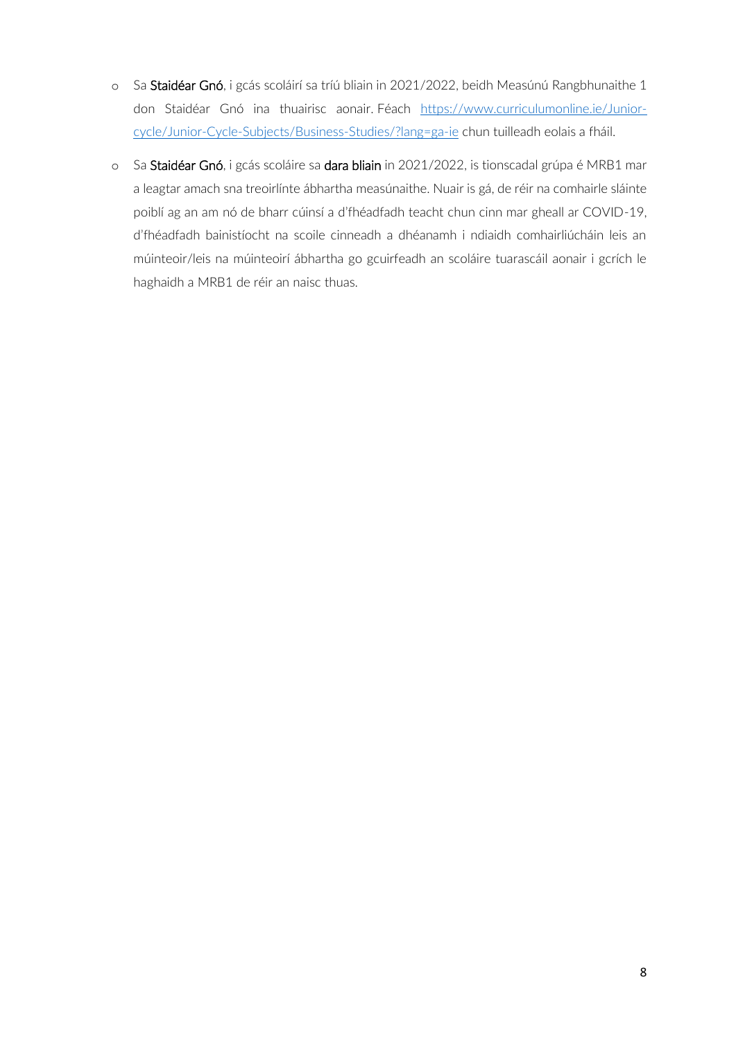- Sa **Staidéar Gnó**, i gcás scoláirí sa tríú bliain in 2021/2022, beidh Measúnú Rangbhunaithe 1 don Staidéar Gnó ina thuairisc aonair. Féach [https://www.curriculumonline.ie/Junior-cycle/Junior-Cycle-Subjects/Business-Studies/?lang=ga-ie](https://www.curriculumonline.ie/Junior-cycle/Junior-Cycle-Subjects/Business-Studies/?lang=ga-ie) chun tuilleadh eolais a fháil.
- Sa **Staidéar Gnó**, i gcás scoláire sa **dara bliain** in 2021/2022, is tionscadal grúpa é MRB1 mar a leagtar amach sna treoirlínte ábhartha measúnaithe. Nuair is gá, de réir na comhairle sláinte poiblí ag an am nó de bharr cúinsí a d'fhéadfadh teacht chun cinn mar gheall ar COVID-19, d'fhéadfadh bainistíocht na scoile cinneadh a dhéanamh i ndiaidh comhairliúcháin leis an múinteoir/leis na múinteoirí ábhartha go gcuirfeadh an scoláire tuarascáil aonair i gcrích le haghaidh a MRB1 de réir an naisc thuas.